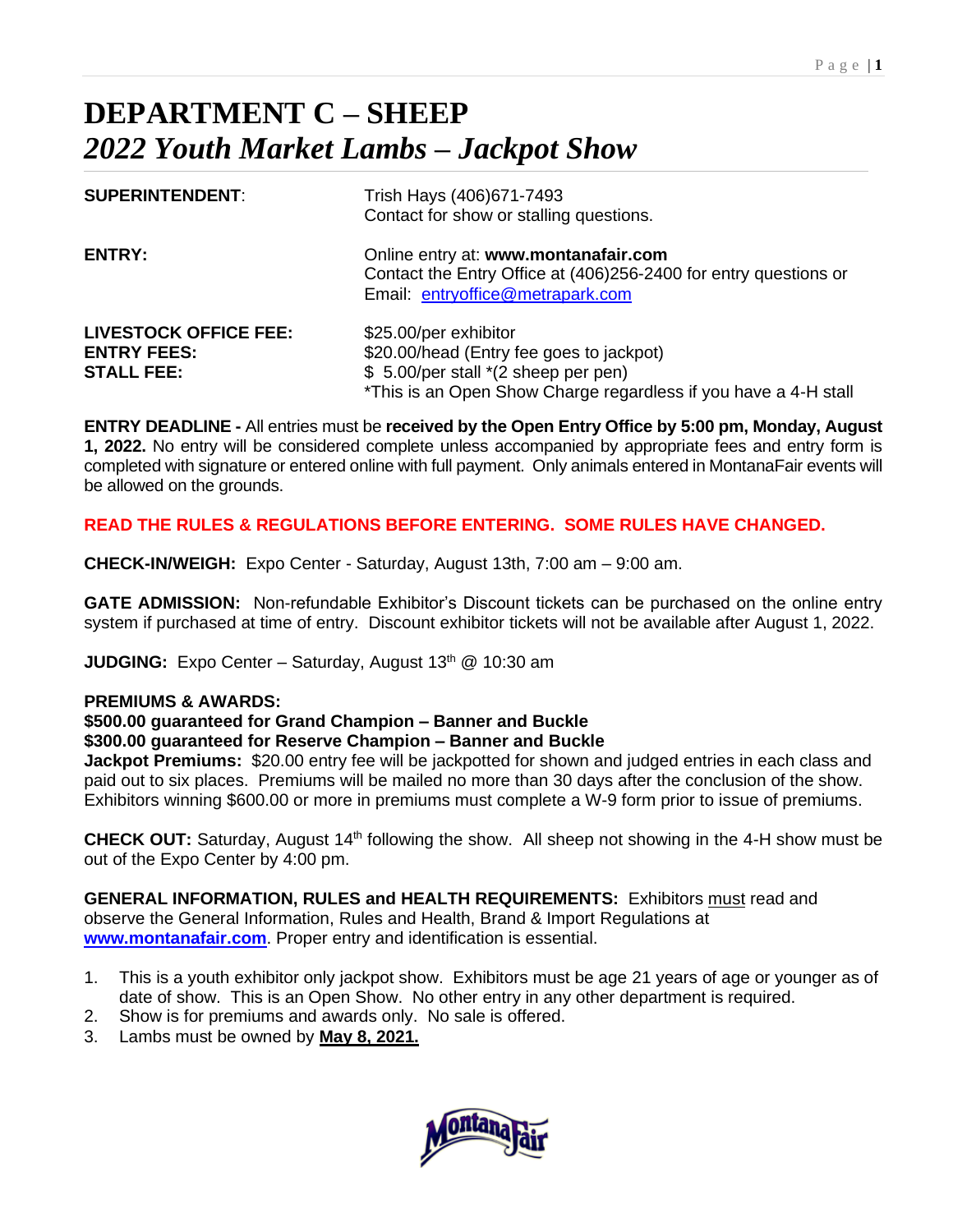# DEPARTMENT C – SHEEP

## *2022 Youth Market Lambs – Jackpot Show*

**SUPERINTENDENT**: Trish Hays (406)671-7493
Contact for show or stalling questions.

**ENTRY:** Online entry at: **www.montanafair.com**
Contact the Entry Office at (406)256-2400 for entry questions or Email: entryoffice@metrapark.com

**LIVESTOCK OFFICE FEE:** $25.00/per exhibitor
**ENTRY FEES:** $20.00/head (Entry fee goes to jackpot)
**STALL FEE:** $ 5.00/per stall *(2 sheep per pen)
*This is an Open Show Charge regardless if you have a 4-H stall

**ENTRY DEADLINE -** All entries must be **received by the Open Entry Office by 5:00 pm, Monday, August 1, 2022.** No entry will be considered complete unless accompanied by appropriate fees and entry form is completed with signature or entered online with full payment. Only animals entered in MontanaFair events will be allowed on the grounds.

**READ THE RULES & REGULATIONS BEFORE ENTERING. SOME RULES HAVE CHANGED.**

**CHECK-IN/WEIGH:** Expo Center - Saturday, August 13th, 7:00 am – 9:00 am.

**GATE ADMISSION:** Non-refundable Exhibitor's Discount tickets can be purchased on the online entry system if purchased at time of entry. Discount exhibitor tickets will not be available after August 1, 2022.

**JUDGING:** Expo Center – Saturday, August 13th @ 10:30 am

**PREMIUMS & AWARDS:**
**$500.00 guaranteed for Grand Champion – Banner and Buckle**
**$300.00 guaranteed for Reserve Champion – Banner and Buckle**
**Jackpot Premiums:** $20.00 entry fee will be jackpotted for shown and judged entries in each class and paid out to six places. Premiums will be mailed no more than 30 days after the conclusion of the show. Exhibitors winning $600.00 or more in premiums must complete a W-9 form prior to issue of premiums.

**CHECK OUT:** Saturday, August 14th following the show. All sheep not showing in the 4-H show must be out of the Expo Center by 4:00 pm.

**GENERAL INFORMATION, RULES and HEALTH REQUIREMENTS:** Exhibitors must read and observe the General Information, Rules and Health, Brand & Import Regulations at **www.montanafair.com**. Proper entry and identification is essential.

1. This is a youth exhibitor only jackpot show. Exhibitors must be age 21 years of age or younger as of date of show. This is an Open Show. No other entry in any other department is required.
2. Show is for premiums and awards only. No sale is offered.
3. Lambs must be owned by **May 8, 2021.**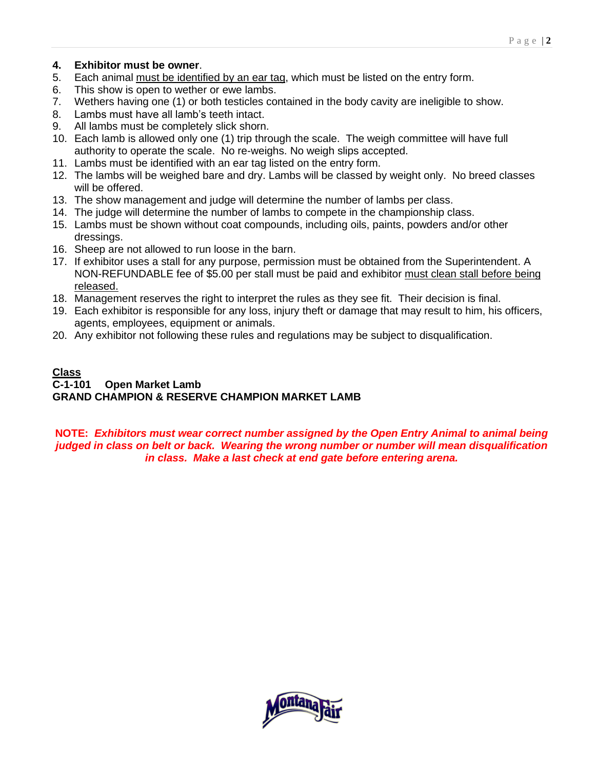4. **Exhibitor must be owner**.
5. Each animal must be identified by an ear tag, which must be listed on the entry form.
6. This show is open to wether or ewe lambs.
7. Wethers having one (1) or both testicles contained in the body cavity are ineligible to show.
8. Lambs must have all lamb's teeth intact.
9. All lambs must be completely slick shorn.
10. Each lamb is allowed only one (1) trip through the scale. The weigh committee will have full authority to operate the scale. No re-weighs. No weigh slips accepted.
11. Lambs must be identified with an ear tag listed on the entry form.
12. The lambs will be weighed bare and dry. Lambs will be classed by weight only. No breed classes will be offered.
13. The show management and judge will determine the number of lambs per class.
14. The judge will determine the number of lambs to compete in the championship class.
15. Lambs must be shown without coat compounds, including oils, paints, powders and/or other dressings.
16. Sheep are not allowed to run loose in the barn.
17. If exhibitor uses a stall for any purpose, permission must be obtained from the Superintendent. A NON-REFUNDABLE fee of $5.00 per stall must be paid and exhibitor must clean stall before being released.
18. Management reserves the right to interpret the rules as they see fit. Their decision is final.
19. Each exhibitor is responsible for any loss, injury theft or damage that may result to him, his officers, agents, employees, equipment or animals.
20. Any exhibitor not following these rules and regulations may be subject to disqualification.

**Class**

**C-1-101 Open Market Lamb**

**GRAND CHAMPION & RESERVE CHAMPION MARKET LAMB**

**NOTE:** ***Exhibitors must wear correct number assigned by the Open Entry Animal to animal being judged in class on belt or back. Wearing the wrong number or number will mean disqualification in class. Make a last check at end gate before entering arena.***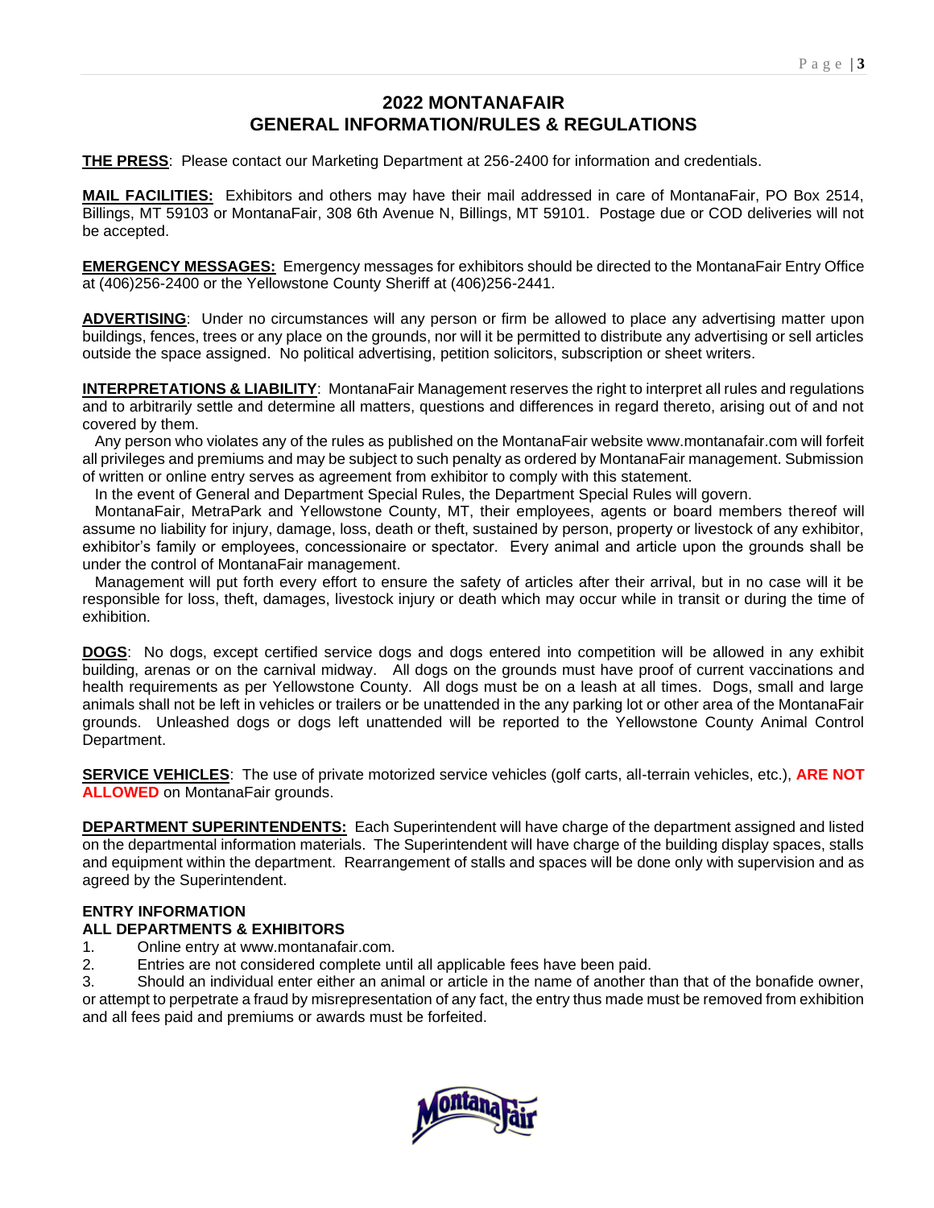# 2022 MONTANAFAIR
# GENERAL INFORMATION/RULES & REGULATIONS

**THE PRESS**: Please contact our Marketing Department at 256-2400 for information and credentials.

**MAIL FACILITIES:** Exhibitors and others may have their mail addressed in care of MontanaFair, PO Box 2514, Billings, MT 59103 or MontanaFair, 308 6th Avenue N, Billings, MT 59101. Postage due or COD deliveries will not be accepted.

**EMERGENCY MESSAGES:** Emergency messages for exhibitors should be directed to the MontanaFair Entry Office at (406)256-2400 or the Yellowstone County Sheriff at (406)256-2441.

**ADVERTISING**: Under no circumstances will any person or firm be allowed to place any advertising matter upon buildings, fences, trees or any place on the grounds, nor will it be permitted to distribute any advertising or sell articles outside the space assigned. No political advertising, petition solicitors, subscription or sheet writers.

**INTERPRETATIONS & LIABILITY**: MontanaFair Management reserves the right to interpret all rules and regulations and to arbitrarily settle and determine all matters, questions and differences in regard thereto, arising out of and not covered by them.

Any person who violates any of the rules as published on the MontanaFair website www.montanafair.com will forfeit all privileges and premiums and may be subject to such penalty as ordered by MontanaFair management. Submission of written or online entry serves as agreement from exhibitor to comply with this statement.

In the event of General and Department Special Rules, the Department Special Rules will govern.

MontanaFair, MetraPark and Yellowstone County, MT, their employees, agents or board members thereof will assume no liability for injury, damage, loss, death or theft, sustained by person, property or livestock of any exhibitor, exhibitor's family or employees, concessionaire or spectator. Every animal and article upon the grounds shall be under the control of MontanaFair management.

Management will put forth every effort to ensure the safety of articles after their arrival, but in no case will it be responsible for loss, theft, damages, livestock injury or death which may occur while in transit or during the time of exhibition.

**DOGS**: No dogs, except certified service dogs and dogs entered into competition will be allowed in any exhibit building, arenas or on the carnival midway. All dogs on the grounds must have proof of current vaccinations and health requirements as per Yellowstone County. All dogs must be on a leash at all times. Dogs, small and large animals shall not be left in vehicles or trailers or be unattended in the any parking lot or other area of the MontanaFair grounds. Unleashed dogs or dogs left unattended will be reported to the Yellowstone County Animal Control Department.

**SERVICE VEHICLES**: The use of private motorized service vehicles (golf carts, all-terrain vehicles, etc.), **ARE NOT ALLOWED** on MontanaFair grounds.

**DEPARTMENT SUPERINTENDENTS:** Each Superintendent will have charge of the department assigned and listed on the departmental information materials. The Superintendent will have charge of the building display spaces, stalls and equipment within the department. Rearrangement of stalls and spaces will be done only with supervision and as agreed by the Superintendent.

**ENTRY INFORMATION**
**ALL DEPARTMENTS & EXHIBITORS**

1. Online entry at www.montanafair.com.
2. Entries are not considered complete until all applicable fees have been paid.
3. Should an individual enter either an animal or article in the name of another than that of the bonafide owner, or attempt to perpetrate a fraud by misrepresentation of any fact, the entry thus made must be removed from exhibition and all fees paid and premiums or awards must be forfeited.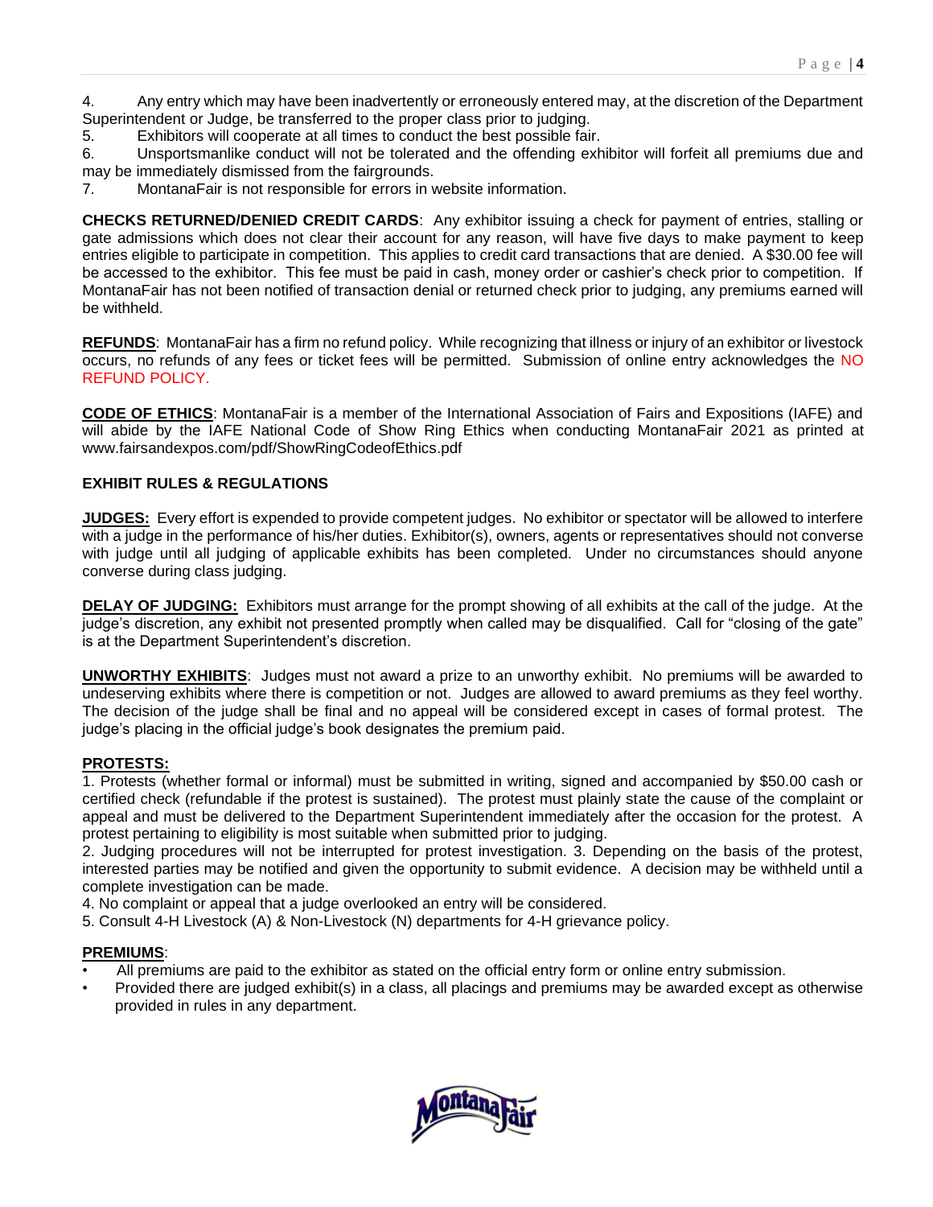4. Any entry which may have been inadvertently or erroneously entered may, at the discretion of the Department Superintendent or Judge, be transferred to the proper class prior to judging.
5. Exhibitors will cooperate at all times to conduct the best possible fair.
6. Unsportsmanlike conduct will not be tolerated and the offending exhibitor will forfeit all premiums due and may be immediately dismissed from the fairgrounds.
7. MontanaFair is not responsible for errors in website information.

**CHECKS RETURNED/DENIED CREDIT CARDS**: Any exhibitor issuing a check for payment of entries, stalling or gate admissions which does not clear their account for any reason, will have five days to make payment to keep entries eligible to participate in competition. This applies to credit card transactions that are denied. A $30.00 fee will be accessed to the exhibitor. This fee must be paid in cash, money order or cashier's check prior to competition. If MontanaFair has not been notified of transaction denial or returned check prior to judging, any premiums earned will be withheld.

**REFUNDS**: MontanaFair has a firm no refund policy. While recognizing that illness or injury of an exhibitor or livestock occurs, no refunds of any fees or ticket fees will be permitted. Submission of online entry acknowledges the NO REFUND POLICY.

**CODE OF ETHICS**: MontanaFair is a member of the International Association of Fairs and Expositions (IAFE) and will abide by the IAFE National Code of Show Ring Ethics when conducting MontanaFair 2021 as printed at www.fairsandexpos.com/pdf/ShowRingCodeofEthics.pdf

**EXHIBIT RULES & REGULATIONS**

**JUDGES:** Every effort is expended to provide competent judges. No exhibitor or spectator will be allowed to interfere with a judge in the performance of his/her duties. Exhibitor(s), owners, agents or representatives should not converse with judge until all judging of applicable exhibits has been completed. Under no circumstances should anyone converse during class judging.

**DELAY OF JUDGING:** Exhibitors must arrange for the prompt showing of all exhibits at the call of the judge. At the judge's discretion, any exhibit not presented promptly when called may be disqualified. Call for "closing of the gate" is at the Department Superintendent's discretion.

**UNWORTHY EXHIBITS**: Judges must not award a prize to an unworthy exhibit. No premiums will be awarded to undeserving exhibits where there is competition or not. Judges are allowed to award premiums as they feel worthy. The decision of the judge shall be final and no appeal will be considered except in cases of formal protest. The judge's placing in the official judge's book designates the premium paid.

**PROTESTS:**

1. Protests (whether formal or informal) must be submitted in writing, signed and accompanied by $50.00 cash or certified check (refundable if the protest is sustained). The protest must plainly state the cause of the complaint or appeal and must be delivered to the Department Superintendent immediately after the occasion for the protest. A protest pertaining to eligibility is most suitable when submitted prior to judging.
2. Judging procedures will not be interrupted for protest investigation.
3. Depending on the basis of the protest, interested parties may be notified and given the opportunity to submit evidence. A decision may be withheld until a complete investigation can be made.
4. No complaint or appeal that a judge overlooked an entry will be considered.
5. Consult 4-H Livestock (A) & Non-Livestock (N) departments for 4-H grievance policy.

**PREMIUMS**:

- All premiums are paid to the exhibitor as stated on the official entry form or online entry submission.
- Provided there are judged exhibit(s) in a class, all placings and premiums may be awarded except as otherwise provided in rules in any department.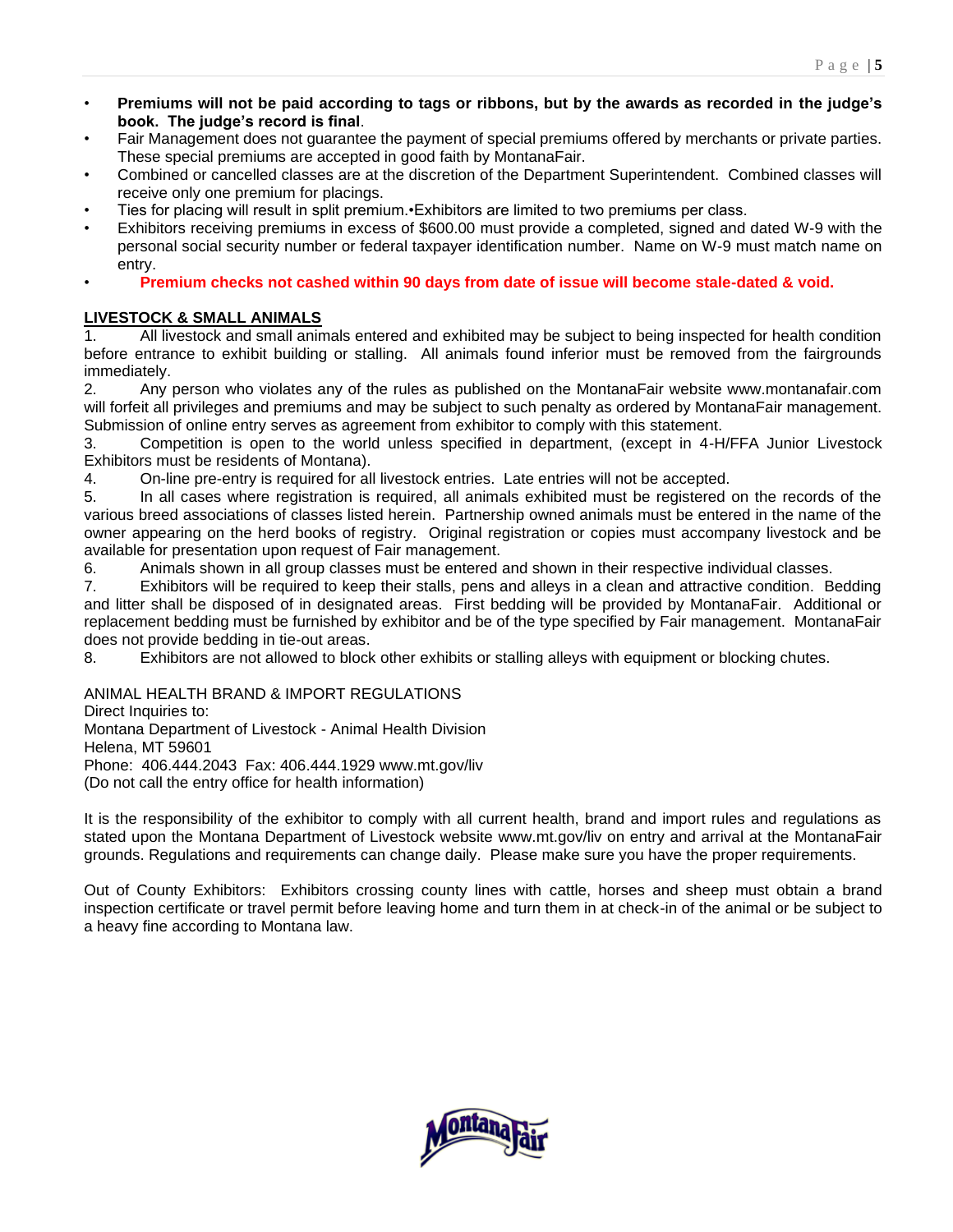- **Premiums will not be paid according to tags or ribbons, but by the awards as recorded in the judge's book. The judge's record is final**.
- Fair Management does not guarantee the payment of special premiums offered by merchants or private parties. These special premiums are accepted in good faith by MontanaFair.
- Combined or cancelled classes are at the discretion of the Department Superintendent. Combined classes will receive only one premium for placings.
- Ties for placing will result in split premium.•Exhibitors are limited to two premiums per class.
- Exhibitors receiving premiums in excess of $600.00 must provide a completed, signed and dated W-9 with the personal social security number or federal taxpayer identification number. Name on W-9 must match name on entry.
- **Premium checks not cashed within 90 days from date of issue will become stale-dated & void.**

## LIVESTOCK & SMALL ANIMALS

1. All livestock and small animals entered and exhibited may be subject to being inspected for health condition before entrance to exhibit building or stalling. All animals found inferior must be removed from the fairgrounds immediately.
2. Any person who violates any of the rules as published on the MontanaFair website www.montanafair.com will forfeit all privileges and premiums and may be subject to such penalty as ordered by MontanaFair management. Submission of online entry serves as agreement from exhibitor to comply with this statement.
3. Competition is open to the world unless specified in department, (except in 4-H/FFA Junior Livestock Exhibitors must be residents of Montana).
4. On-line pre-entry is required for all livestock entries. Late entries will not be accepted.
5. In all cases where registration is required, all animals exhibited must be registered on the records of the various breed associations of classes listed herein. Partnership owned animals must be entered in the name of the owner appearing on the herd books of registry. Original registration or copies must accompany livestock and be available for presentation upon request of Fair management.
6. Animals shown in all group classes must be entered and shown in their respective individual classes.
7. Exhibitors will be required to keep their stalls, pens and alleys in a clean and attractive condition. Bedding and litter shall be disposed of in designated areas. First bedding will be provided by MontanaFair. Additional or replacement bedding must be furnished by exhibitor and be of the type specified by Fair management. MontanaFair does not provide bedding in tie-out areas.
8. Exhibitors are not allowed to block other exhibits or stalling alleys with equipment or blocking chutes.

ANIMAL HEALTH BRAND & IMPORT REGULATIONS
Direct Inquiries to:
Montana Department of Livestock - Animal Health Division
Helena, MT 59601
Phone: 406.444.2043 Fax: 406.444.1929 www.mt.gov/liv
(Do not call the entry office for health information)

It is the responsibility of the exhibitor to comply with all current health, brand and import rules and regulations as stated upon the Montana Department of Livestock website www.mt.gov/liv on entry and arrival at the MontanaFair grounds. Regulations and requirements can change daily. Please make sure you have the proper requirements.

Out of County Exhibitors: Exhibitors crossing county lines with cattle, horses and sheep must obtain a brand inspection certificate or travel permit before leaving home and turn them in at check-in of the animal or be subject to a heavy fine according to Montana law.